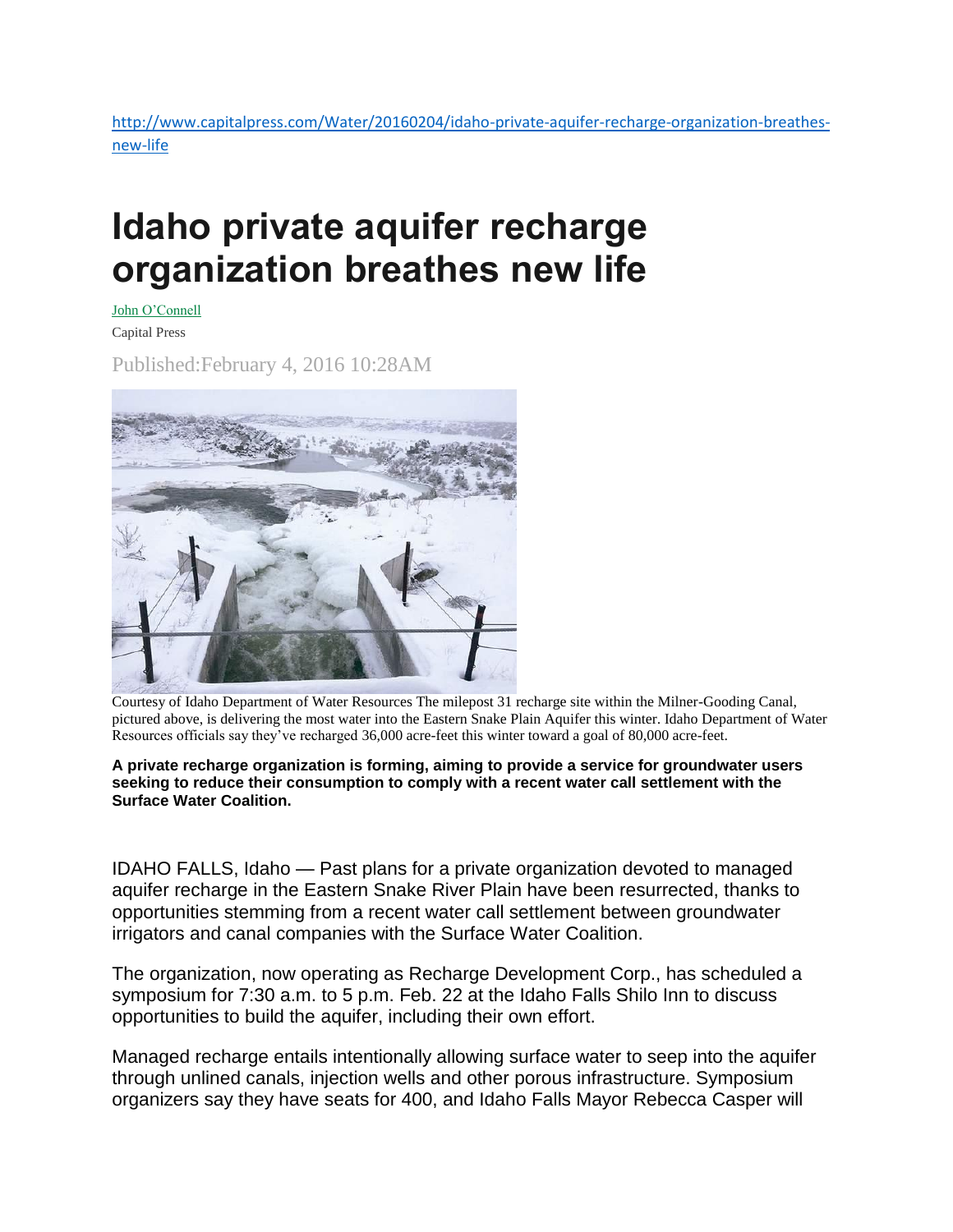http://www.capitalpress.com/Water/20160204/idaho-private-aquifer-recharge-organization-breathes-new-life

# Idaho private aquifer recharge organization breathes new life

John O'Connell

Capital Press

Published:February 4, 2016 10:28AM

Courtesy of Idaho Department of Water Resources The milepost 31 recharge site within the Milner-Gooding Canal, pictured above, is delivering the most water into the Eastern Snake Plain Aquifer this winter. Idaho Department of Water Resources officials say they've recharged 36,000 acre-feet this winter toward a goal of 80,000 acre-feet.

**A private recharge organization is forming, aiming to provide a service for groundwater users seeking to reduce their consumption to comply with a recent water call settlement with the Surface Water Coalition.**

IDAHO FALLS, Idaho — Past plans for a private organization devoted to managed aquifer recharge in the Eastern Snake River Plain have been resurrected, thanks to opportunities stemming from a recent water call settlement between groundwater irrigators and canal companies with the Surface Water Coalition.

The organization, now operating as Recharge Development Corp., has scheduled a symposium for 7:30 a.m. to 5 p.m. Feb. 22 at the Idaho Falls Shilo Inn to discuss opportunities to build the aquifer, including their own effort.

Managed recharge entails intentionally allowing surface water to seep into the aquifer through unlined canals, injection wells and other porous infrastructure. Symposium organizers say they have seats for 400, and Idaho Falls Mayor Rebecca Casper will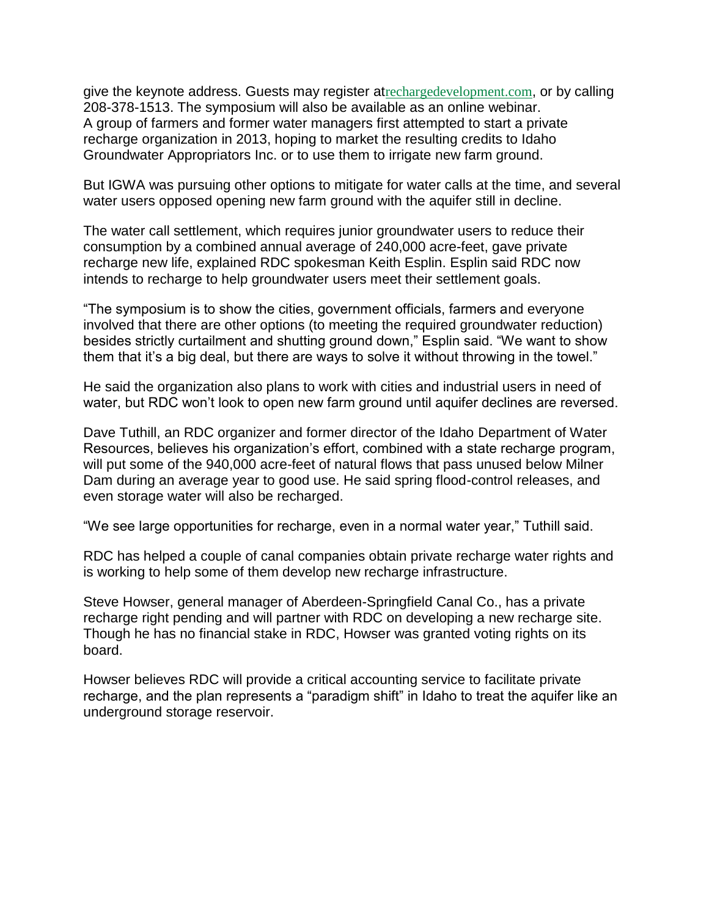give the keynote address. Guests may register atrechargedevelopment.com, or by calling 208-378-1513. The symposium will also be available as an online webinar.
A group of farmers and former water managers first attempted to start a private recharge organization in 2013, hoping to market the resulting credits to Idaho Groundwater Appropriators Inc. or to use them to irrigate new farm ground.

But IGWA was pursuing other options to mitigate for water calls at the time, and several water users opposed opening new farm ground with the aquifer still in decline.

The water call settlement, which requires junior groundwater users to reduce their consumption by a combined annual average of 240,000 acre-feet, gave private recharge new life, explained RDC spokesman Keith Esplin. Esplin said RDC now intends to recharge to help groundwater users meet their settlement goals.

"The symposium is to show the cities, government officials, farmers and everyone involved that there are other options (to meeting the required groundwater reduction) besides strictly curtailment and shutting ground down," Esplin said. "We want to show them that it's a big deal, but there are ways to solve it without throwing in the towel."

He said the organization also plans to work with cities and industrial users in need of water, but RDC won't look to open new farm ground until aquifer declines are reversed.

Dave Tuthill, an RDC organizer and former director of the Idaho Department of Water Resources, believes his organization's effort, combined with a state recharge program, will put some of the 940,000 acre-feet of natural flows that pass unused below Milner Dam during an average year to good use. He said spring flood-control releases, and even storage water will also be recharged.

"We see large opportunities for recharge, even in a normal water year," Tuthill said.

RDC has helped a couple of canal companies obtain private recharge water rights and is working to help some of them develop new recharge infrastructure.

Steve Howser, general manager of Aberdeen-Springfield Canal Co., has a private recharge right pending and will partner with RDC on developing a new recharge site. Though he has no financial stake in RDC, Howser was granted voting rights on its board.

Howser believes RDC will provide a critical accounting service to facilitate private recharge, and the plan represents a "paradigm shift" in Idaho to treat the aquifer like an underground storage reservoir.